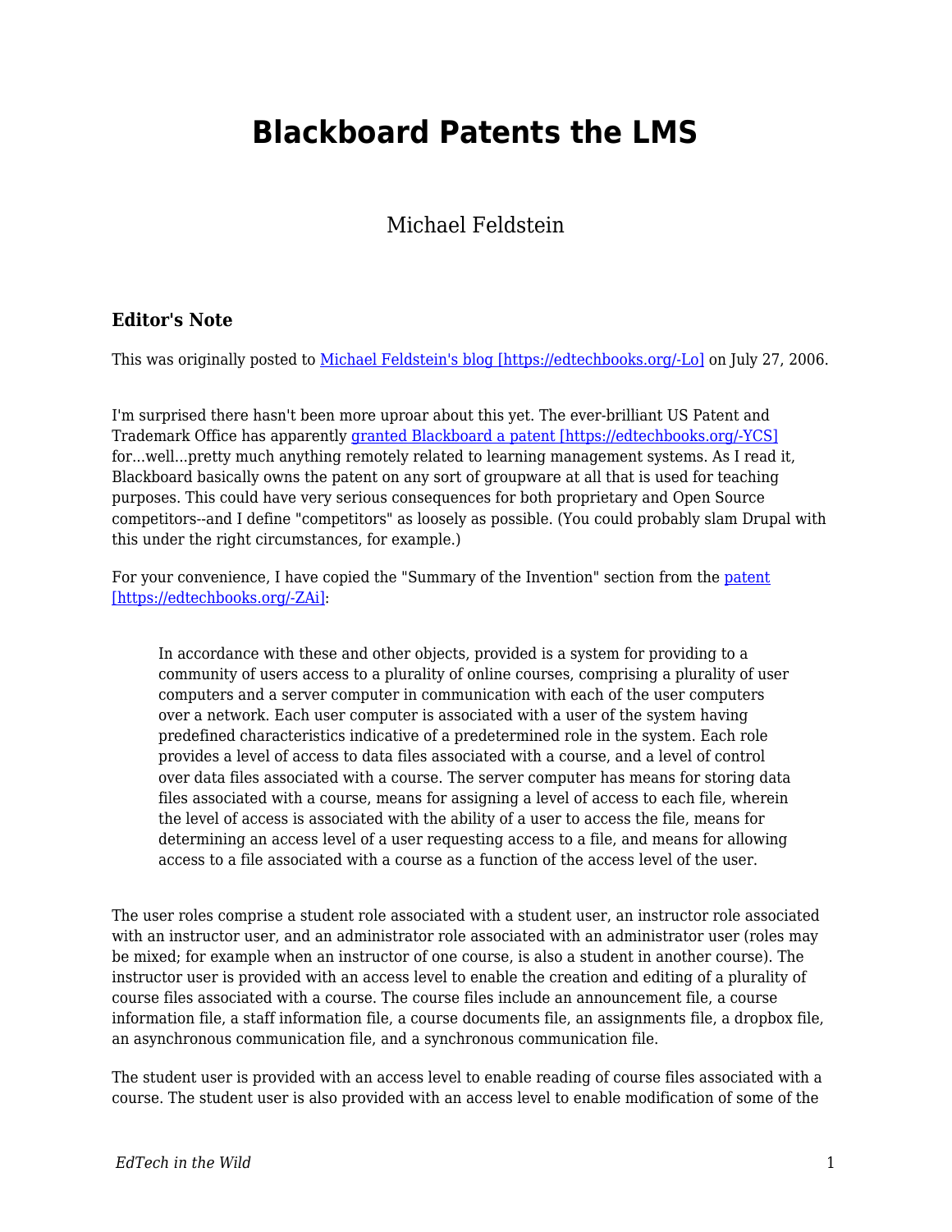# Blackboard Patents the LMS

Michael Feldstein

### Editor's Note

This was originally posted to [Michael Feldstein's blog [https://edtechbooks.org/-Lo]](https://edtechbooks.org/-Lo) on July 27, 2006.

I'm surprised there hasn't been more uproar about this yet. The ever-brilliant US Patent and Trademark Office has apparently [granted Blackboard a patent [https://edtechbooks.org/-YCS]](https://edtechbooks.org/-YCS) for...well...pretty much anything remotely related to learning management systems. As I read it, Blackboard basically owns the patent on any sort of groupware at all that is used for teaching purposes. This could have very serious consequences for both proprietary and Open Source competitors--and I define "competitors" as loosely as possible. (You could probably slam Drupal with this under the right circumstances, for example.)

For your convenience, I have copied the "Summary of the Invention" section from the [patent [https://edtechbooks.org/-ZAi]](https://edtechbooks.org/-ZAi):

> In accordance with these and other objects, provided is a system for providing to a community of users access to a plurality of online courses, comprising a plurality of user computers and a server computer in communication with each of the user computers over a network. Each user computer is associated with a user of the system having predefined characteristics indicative of a predetermined role in the system. Each role provides a level of access to data files associated with a course, and a level of control over data files associated with a course. The server computer has means for storing data files associated with a course, means for assigning a level of access to each file, wherein the level of access is associated with the ability of a user to access the file, means for determining an access level of a user requesting access to a file, and means for allowing access to a file associated with a course as a function of the access level of the user.

The user roles comprise a student role associated with a student user, an instructor role associated with an instructor user, and an administrator role associated with an administrator user (roles may be mixed; for example when an instructor of one course, is also a student in another course). The instructor user is provided with an access level to enable the creation and editing of a plurality of course files associated with a course. The course files include an announcement file, a course information file, a staff information file, a course documents file, an assignments file, a dropbox file, an asynchronous communication file, and a synchronous communication file.

The student user is provided with an access level to enable reading of course files associated with a course. The student user is also provided with an access level to enable modification of some of the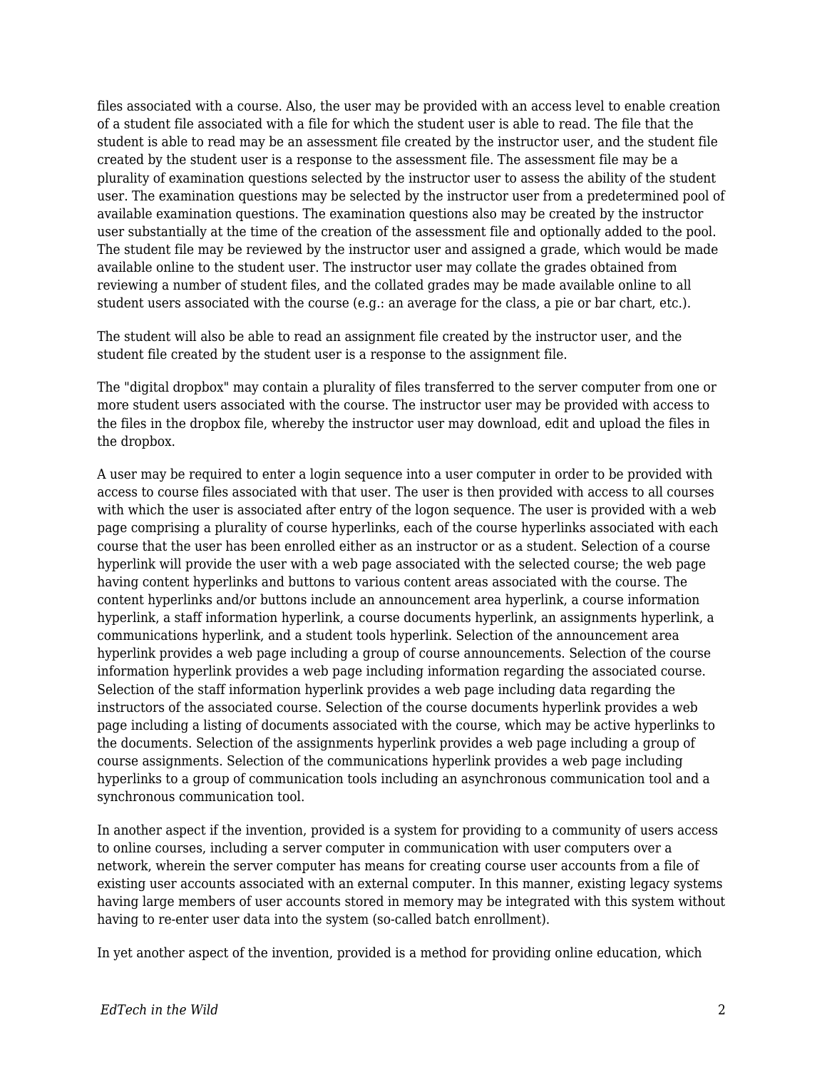files associated with a course. Also, the user may be provided with an access level to enable creation of a student file associated with a file for which the student user is able to read. The file that the student is able to read may be an assessment file created by the instructor user, and the student file created by the student user is a response to the assessment file. The assessment file may be a plurality of examination questions selected by the instructor user to assess the ability of the student user. The examination questions may be selected by the instructor user from a predetermined pool of available examination questions. The examination questions also may be created by the instructor user substantially at the time of the creation of the assessment file and optionally added to the pool. The student file may be reviewed by the instructor user and assigned a grade, which would be made available online to the student user. The instructor user may collate the grades obtained from reviewing a number of student files, and the collated grades may be made available online to all student users associated with the course (e.g.: an average for the class, a pie or bar chart, etc.).

The student will also be able to read an assignment file created by the instructor user, and the student file created by the student user is a response to the assignment file.

The "digital dropbox" may contain a plurality of files transferred to the server computer from one or more student users associated with the course. The instructor user may be provided with access to the files in the dropbox file, whereby the instructor user may download, edit and upload the files in the dropbox.

A user may be required to enter a login sequence into a user computer in order to be provided with access to course files associated with that user. The user is then provided with access to all courses with which the user is associated after entry of the logon sequence. The user is provided with a web page comprising a plurality of course hyperlinks, each of the course hyperlinks associated with each course that the user has been enrolled either as an instructor or as a student. Selection of a course hyperlink will provide the user with a web page associated with the selected course; the web page having content hyperlinks and buttons to various content areas associated with the course. The content hyperlinks and/or buttons include an announcement area hyperlink, a course information hyperlink, a staff information hyperlink, a course documents hyperlink, an assignments hyperlink, a communications hyperlink, and a student tools hyperlink. Selection of the announcement area hyperlink provides a web page including a group of course announcements. Selection of the course information hyperlink provides a web page including information regarding the associated course. Selection of the staff information hyperlink provides a web page including data regarding the instructors of the associated course. Selection of the course documents hyperlink provides a web page including a listing of documents associated with the course, which may be active hyperlinks to the documents. Selection of the assignments hyperlink provides a web page including a group of course assignments. Selection of the communications hyperlink provides a web page including hyperlinks to a group of communication tools including an asynchronous communication tool and a synchronous communication tool.

In another aspect if the invention, provided is a system for providing to a community of users access to online courses, including a server computer in communication with user computers over a network, wherein the server computer has means for creating course user accounts from a file of existing user accounts associated with an external computer. In this manner, existing legacy systems having large members of user accounts stored in memory may be integrated with this system without having to re-enter user data into the system (so-called batch enrollment).

In yet another aspect of the invention, provided is a method for providing online education, which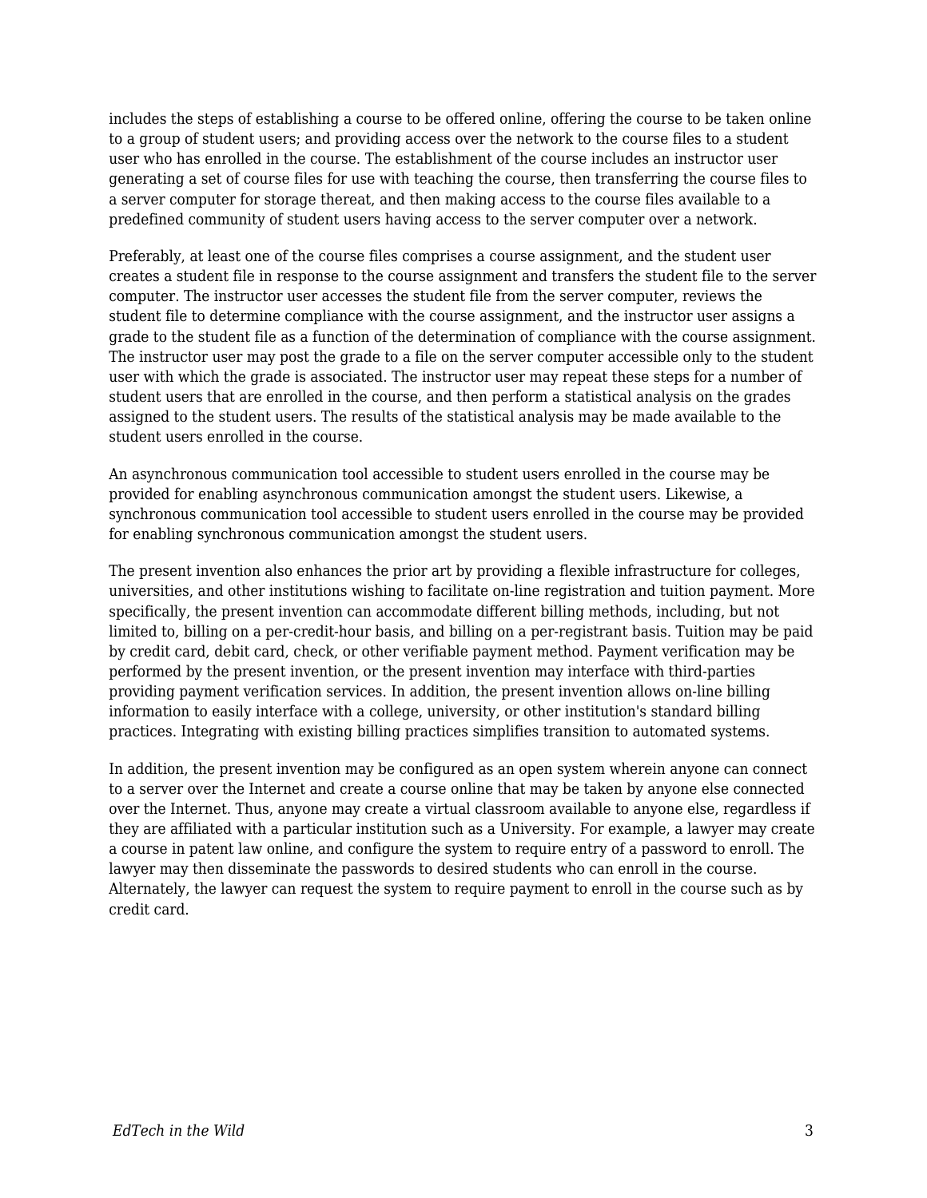includes the steps of establishing a course to be offered online, offering the course to be taken online to a group of student users; and providing access over the network to the course files to a student user who has enrolled in the course. The establishment of the course includes an instructor user generating a set of course files for use with teaching the course, then transferring the course files to a server computer for storage thereat, and then making access to the course files available to a predefined community of student users having access to the server computer over a network.

Preferably, at least one of the course files comprises a course assignment, and the student user creates a student file in response to the course assignment and transfers the student file to the server computer. The instructor user accesses the student file from the server computer, reviews the student file to determine compliance with the course assignment, and the instructor user assigns a grade to the student file as a function of the determination of compliance with the course assignment. The instructor user may post the grade to a file on the server computer accessible only to the student user with which the grade is associated. The instructor user may repeat these steps for a number of student users that are enrolled in the course, and then perform a statistical analysis on the grades assigned to the student users. The results of the statistical analysis may be made available to the student users enrolled in the course.

An asynchronous communication tool accessible to student users enrolled in the course may be provided for enabling asynchronous communication amongst the student users. Likewise, a synchronous communication tool accessible to student users enrolled in the course may be provided for enabling synchronous communication amongst the student users.

The present invention also enhances the prior art by providing a flexible infrastructure for colleges, universities, and other institutions wishing to facilitate on-line registration and tuition payment. More specifically, the present invention can accommodate different billing methods, including, but not limited to, billing on a per-credit-hour basis, and billing on a per-registrant basis. Tuition may be paid by credit card, debit card, check, or other verifiable payment method. Payment verification may be performed by the present invention, or the present invention may interface with third-parties providing payment verification services. In addition, the present invention allows on-line billing information to easily interface with a college, university, or other institution's standard billing practices. Integrating with existing billing practices simplifies transition to automated systems.

In addition, the present invention may be configured as an open system wherein anyone can connect to a server over the Internet and create a course online that may be taken by anyone else connected over the Internet. Thus, anyone may create a virtual classroom available to anyone else, regardless if they are affiliated with a particular institution such as a University. For example, a lawyer may create a course in patent law online, and configure the system to require entry of a password to enroll. The lawyer may then disseminate the passwords to desired students who can enroll in the course. Alternately, the lawyer can request the system to require payment to enroll in the course such as by credit card.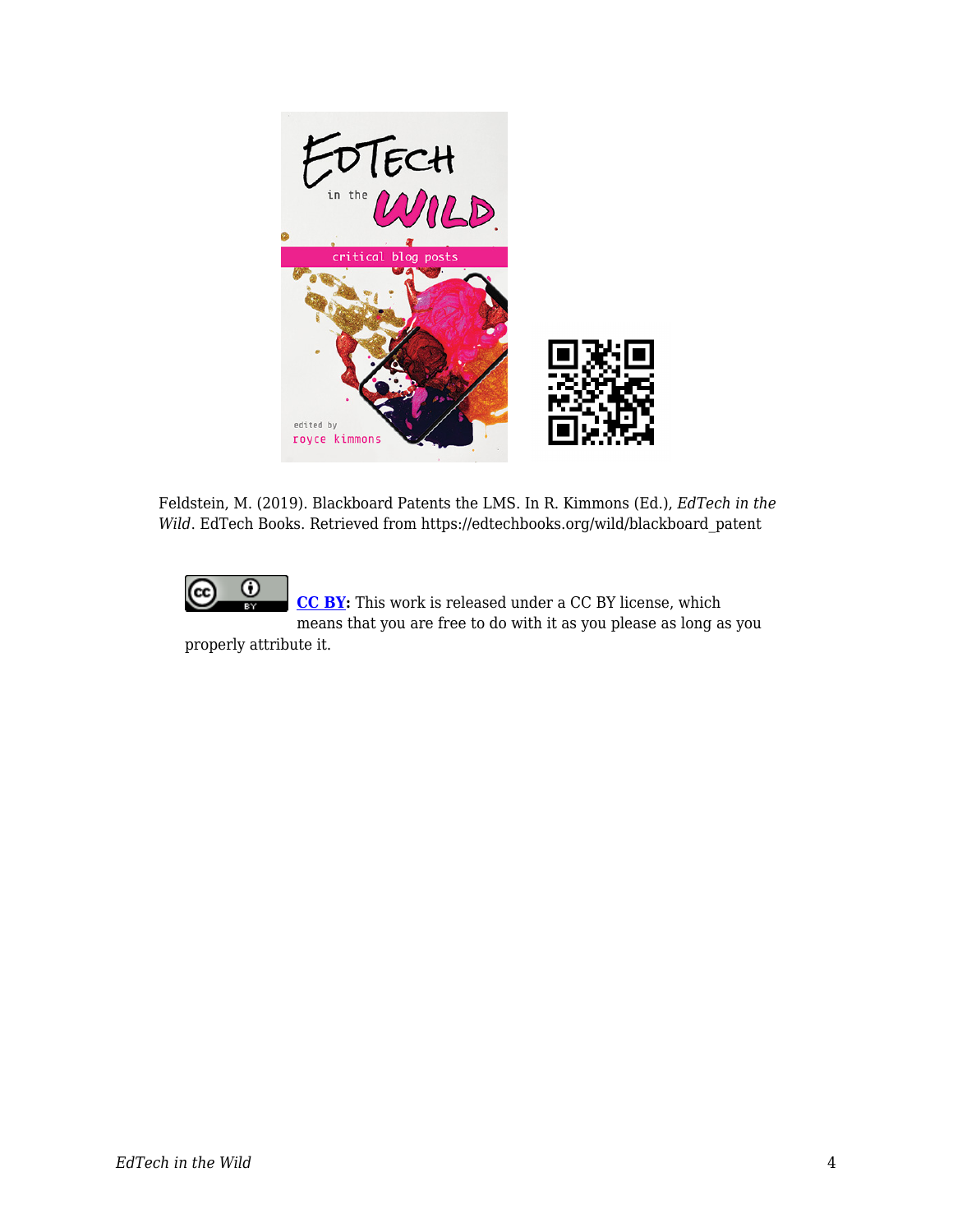Feldstein, M. (2019). Blackboard Patents the LMS. In R. Kimmons (Ed.), *EdTech in the Wild*. EdTech Books. Retrieved from https://edtechbooks.org/wild/blackboard_patent

**CC BY:** This work is released under a CC BY license, which means that you are free to do with it as you please as long as you properly attribute it.